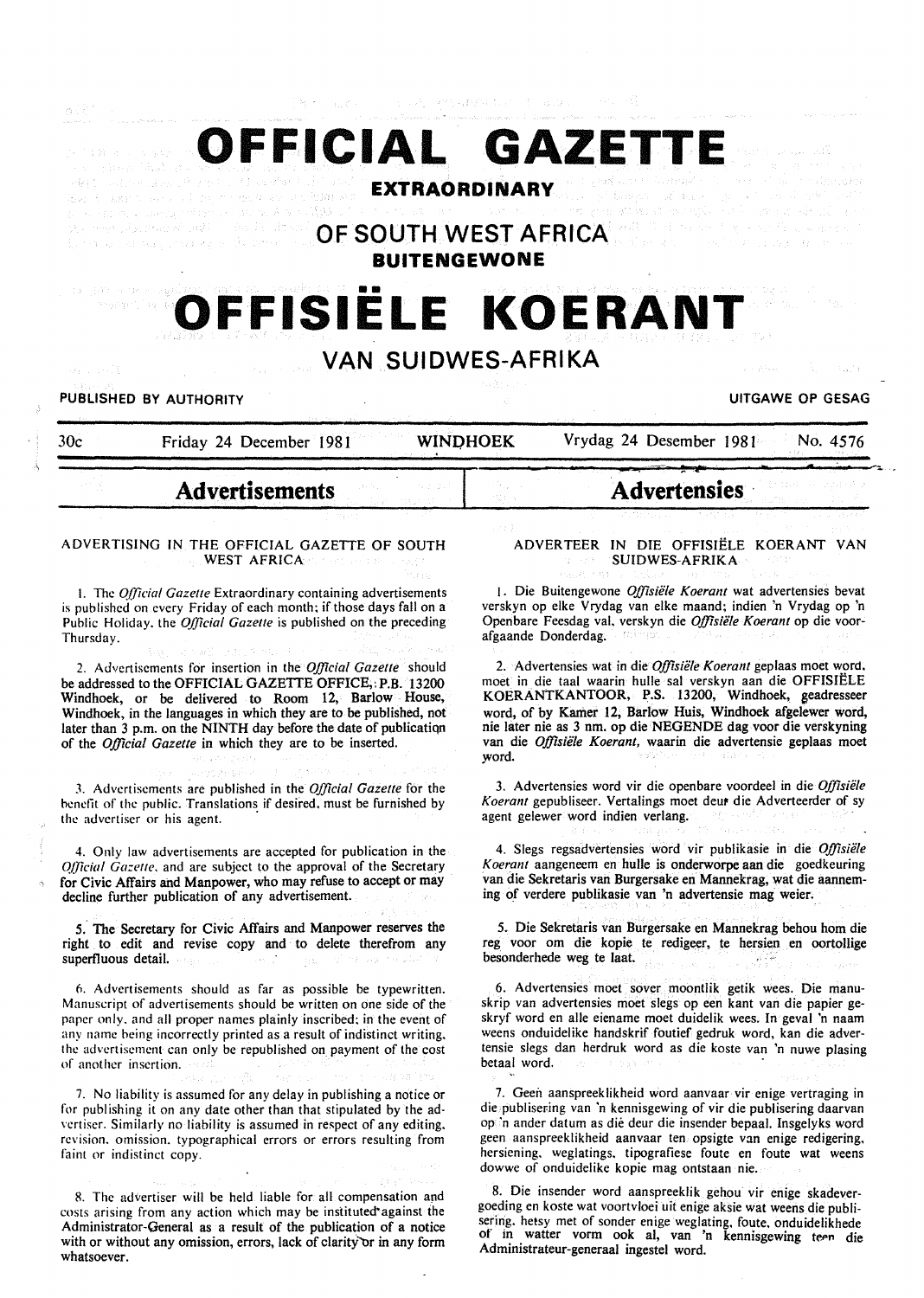# OFFICIAL GAZETTE

**EXTRAORDINARY**

## OF SOUTH WEST AFRICA

**BUITENGEWONE**

# OFFISIËLE KOERANT

## VAN SUIDWES-AFRIKA

PUBLISHED BY AUTHORITY — UITGAWE OP GESAG

30c — Friday 24 December 1981 — WINDHOEK — Vrydag 24 Desember 1981 — No. 4576

## Advertisements

### ADVERTISING IN THE OFFICIAL GAZETTE OF SOUTH WEST AFRICA

1. The *Official Gazette* Extraordinary containing advertisements is published on every Friday of each month; if those days fall on a Public Holiday, the *Official Gazette* is published on the preceding Thursday.

2. Advertisements for insertion in the *Official Gazette* should be addressed to the OFFICIAL GAZETTE OFFICE, P.B. 13200 Windhoek, or be delivered to Room 12, Barlow House, Windhoek, in the languages in which they are to be published, not later than 3 p.m. on the NINTH day before the date of publication of the *Official Gazette* in which they are to be inserted.

3. Advertisements are published in the *Official Gazette* for the benefit of the public. Translations if desired, must be furnished by the advertiser or his agent.

4. Only law advertisements are accepted for publication in the *Official Gazette*, and are subject to the approval of the Secretary for Civic Affairs and Manpower, who may refuse to accept or may decline further publication of any advertisement.

5. The Secretary for Civic Affairs and Manpower reserves the right to edit and revise copy and to delete therefrom any superfluous detail.

6. Advertisements should as far as possible be typewritten. Manuscript of advertisements should be written on one side of the paper only, and all proper names plainly inscribed; in the event of any name being incorrectly printed as a result of indistinct writing, the advertisement can only be republished on payment of the cost of another insertion.

7. No liability is assumed for any delay in publishing a notice or for publishing it on any date other than that stipulated by the advertiser. Similarly no liability is assumed in respect of any editing, revision, omission, typographical errors or errors resulting from faint or indistinct copy.

8. The advertiser will be held liable for all compensation and costs arising from any action which may be instituted against the Administrator-General as a result of the publication of a notice with or without any omission, errors, lack of clarity or in any form whatsoever.

## Advertensies

### ADVERTEER IN DIE OFFISIËLE KOERANT VAN SUIDWES-AFRIKA

1. Die Buitengewone *Offisiële Koerant* wat advertensies bevat verskyn op elke Vrydag van elke maand; indien 'n Vrydag op 'n Openbare Feesdag val, verskyn die *Offisiële Koerant* op die voorafgaande Donderdag.

2. Advertensies wat in die *Offisiële Koerant* geplaas moet word, moet in die taal waarin hulle sal verskyn aan die OFFISIËLE KOERANTKANTOOR, P.S. 13200, Windhoek, geadresseer word, of by Kamer 12, Barlow Huis, Windhoek afgelewer word, nie later nie as 3 nm. op die NEGENDE dag voor die verskyning van die *Offisiële Koerant*, waarin die advertensie geplaas moet word.

3. Advertensies word vir die openbare voordeel in die *Offisiële Koerant* gepubliseer. Vertalings moet deur die Adverteerder of sy agent gelewer word indien verlang.

4. Slegs regsadvertensies word vir publikasie in die *Offisiële Koerant* aangeneem en hulle is onderworpe aan die goedkeuring van die Sekretaris van Burgersake en Mannekrag, wat die aanneming of verdere publikasie van 'n advertensie mag weier.

5. Die Sekretaris van Burgersake en Mannekrag behou hom die reg voor om die kopie te redigeer, te hersien en oortollige besonderhede weg te laat.

6. Advertensies moet sover moontlik getik wees. Die manuskrip van advertensies moet slegs op een kant van die papier geskryf word en alle eiename moet duidelik wees. In geval 'n naam weens onduidelike handskrif foutief gedruk word, kan die advertensie slegs dan herdruk word as die koste van 'n nuwe plasing betaal word.

7. Geen aanspreeklikheid word aanvaar vir enige vertraging in die publisering van 'n kennisgewing of vir die publisering daarvan op 'n ander datum as die deur die insender bepaal. Insgelyks word geen aanspreeklikheid aanvaar ten opsigte van enige redigering, hersiening, weglatings, tipografiese foute en foute wat weens dowwe of onduidelike kopie mag ontstaan nie.

8. Die insender word aanspreeklik gehou vir enige skadevergoeding en koste wat voortvloei uit enige aksie wat weens die publisering, hetsy met of sonder enige weglating, foute, onduidelikhede of in watter vorm ook al, van 'n kennisgewing teen die Administrateur-generaal ingestel word.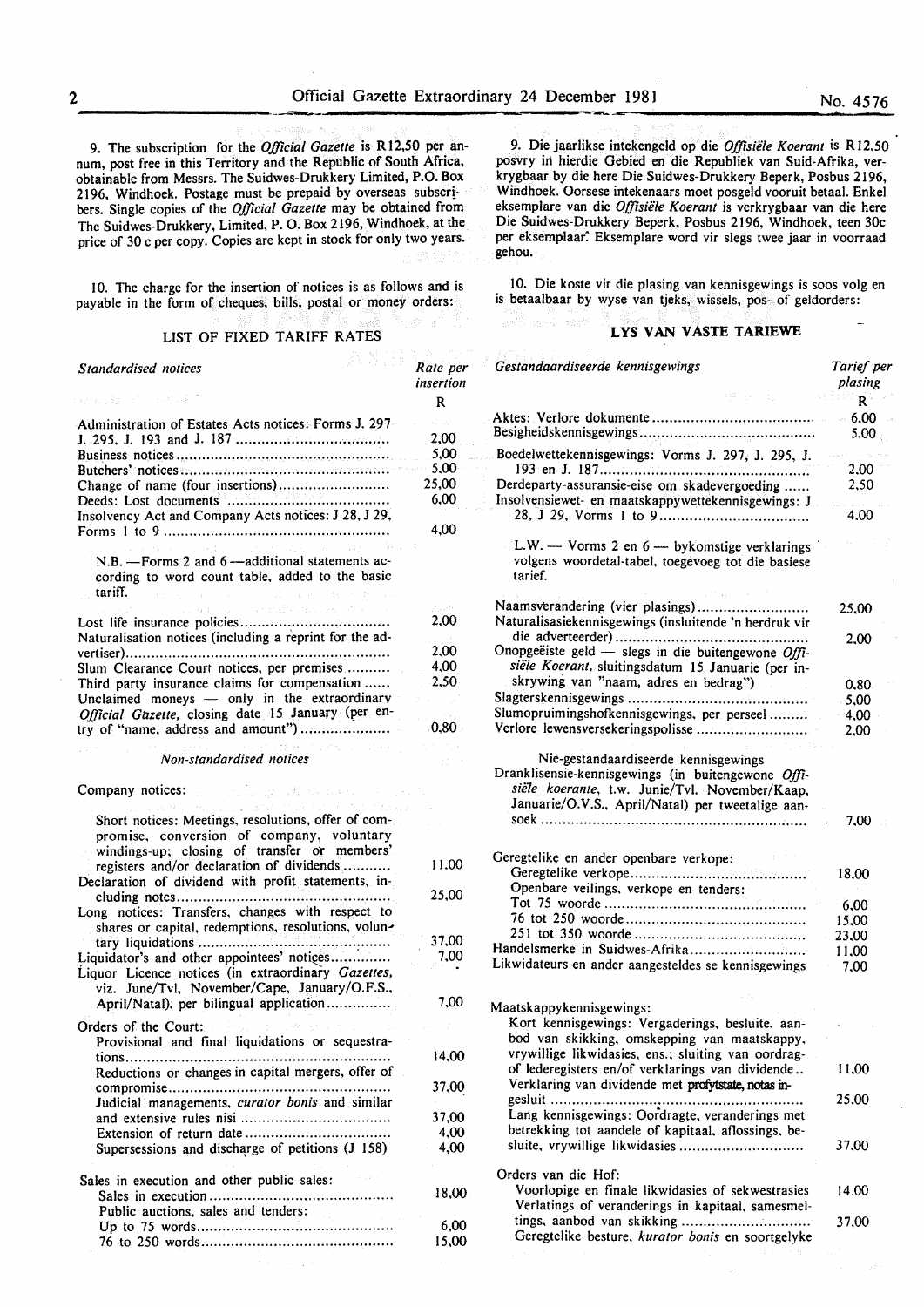9. The subscription for the *Official Gazette* is R12,50 per annum, post free in this Territory and the Republic of South Africa, obtainable from Messrs. The Suidwes-Drukkery Limited, P.O. Box 2196, Windhoek. Postage must be prepaid by overseas subscribers. Single copies of the *Official Gazette* may be obtained from The Suidwes-Drukkery, Limited, P. O. Box 2196, Windhoek, at the price of 30 c per copy. Copies are kept in stock for only two years.

10. The charge for the insertion of notices is as follows and is payable in the form of cheques, bills, postal or money orders:

## LIST OF FIXED TARIFF RATES

| *Standardised notices* | Rate per insertion |
|---|---|
| | R |
| Administration of Estates Acts notices: Forms J. 297 J. 295, J. 193 and J. 187 | 2,00 |
| Business notices | 5,00 |
| Butchers' notices | 5,00 |
| Change of name (four insertions) | 25,00 |
| Deeds: Lost documents | 6,00 |
| Insolvency Act and Company Acts notices: J 28, J 29, Forms 1 to 9 | 4,00 |
| N.B. — Forms 2 and 6 — additional statements according to word count table, added to the basic tariff. | |
| Lost life insurance policies | 2,00 |
| Naturalisation notices (including a reprint for the advertiser) | 2,00 |
| Slum Clearance Court notices, per premises | 4,00 |
| Third party insurance claims for compensation | 2,50 |
| Unclaimed moneys — only in the extraordinary *Official Gazette*, closing date 15 January (per entry of "name, address and amount") | 0,80 |

*Non-standardised notices*

| Company notices: | |
|---|---|
| Short notices: Meetings, resolutions, offer of compromise, conversion of company, voluntary windings-up; closing of transfer or members' registers and/or declaration of dividends | 11,00 |
| Declaration of dividend with profit statements, including notes | 25,00 |
| Long notices: Transfers, changes with respect to shares or capital, redemptions, resolutions, voluntary liquidations | 37,00 |
| Liquidator's and other appointees' notices | 7,00 |
| Liquor Licence notices (in extraordinary *Gazettes*, viz. June/Tvl, November/Cape, January/O.F.S., April/Natal), per bilingual application | 7,00 |
| Orders of the Court: | |
| Provisional and final liquidations or sequestrations | 14,00 |
| Reductions or changes in capital mergers, offer of compromise | 37,00 |
| Judicial managements, *curator bonis* and similar and extensive rules nisi | 37,00 |
| Extension of return date | 4,00 |
| Supersessions and discharge of petitions (J 158) | 4,00 |
| Sales in execution and other public sales: | |
| Sales in execution | 18,00 |
| Public auctions, sales and tenders: | |
| Up to 75 words | 6,00 |
| 76 to 250 words | 15,00 |

9. Die jaarlikse intekengeld op die *Offisiële Koerant* is R12,50 posvry in hierdie Gebied en die Republiek van Suid-Afrika, verkrygbaar by die here Die Suidwes-Drukkery Beperk, Posbus 2196, Windhoek. Oorsese intekenaars moet posgeld vooruit betaal. Enkel eksemplare van die *Offisiële Koerant* is verkrygbaar van die here Die Suidwes-Drukkery Beperk, Posbus 2196, Windhoek, teen 30c per eksemplaar. Eksemplare word vir slegs twee jaar in voorraad gehou.

10. Die koste vir die plasing van kennisgewings is soos volg en is betaalbaar by wyse van tjeks, wissels, pos- of geldorders:

## LYS VAN VASTE TARIEWE

| *Gestandaardiseerde kennisgewings* | Tarief per plasing |
|---|---|
| | R |
| Aktes: Verlore dokumente | 6,00 |
| Besigheidskennisgewings | 5,00 |
| Boedelwettekennisgewings: Vorms J. 297, J. 295, J. 193 en J. 187 | 2,00 |
| Derdeparty-assuransie-eise om skadevergoeding | 2,50 |
| Insolvensiewet- en maatskappywettekennisgewings: J 28, J 29, Vorms 1 to 9 | 4,00 |
| L.W. — Vorms 2 en 6 — bykomstige verklarings volgens woordetal-tabel, toegevoeg tot die basiese tarief. | |
| Naamsverandering (vier plasings) | 25,00 |
| Naturalisasiekennisgewings (insluitende 'n herdruk vir die adverteerder) | 2,00 |
| Onopgeëiste geld — slegs in die buitengewone *Offisiële Koerant*, sluitingsdatum 15 Januarie (per inskrywing van "naam, adres en bedrag") | 0,80 |
| Slagterskennisgewings | 5,00 |
| Slumopruimingshofkennisgewings, per perseel | 4,00 |
| Verlore lewensversekeringspolisse | 2,00 |

| Nie-gestandaardiseerde kennisgewings | |
|---|---|
| Dranklisensie-kennisgewings (in buitengewone *Offisiële koerante*, t.w. Junie/Tvl. November/Kaap, Januarie/O.V.S., April/Natal) per tweetalige aansoek | 7,00 |
| Geregtelike en ander openbare verkope: | |
| Geregtelike verkope | 18,00 |
| Openbare veilings, verkope en tenders: | |
| Tot 75 woorde | 6,00 |
| 76 tot 250 woorde | 15,00 |
| 251 tot 350 woorde | 23,00 |
| Handelsmerke in Suidwes-Afrika | 11,00 |
| Likwidateurs en ander aangesteldes se kennisgewings | 7,00 |
| Maatskappykennisgewings: | |
| Kort kennisgewings: Vergaderings, besluite, aanbod van skikking, omskepping van maatskappy, vrywillige likwidasies, ens.; sluiting van oordragof lederegisters en/of verklarings van dividende | 11,00 |
| Verklaring van dividende met profytstate, notas ingesluit | 25,00 |
| Lang kennisgewings: Oordragte, veranderings met betrekking tot aandele of kapitaal, aflossings, besluite, vrywillige likwidasies | 37,00 |
| Orders van die Hof: | |
| Voorlopige en finale likwidasies of sekwestrasies | 14,00 |
| Verlatings of veranderings in kapitaal, samesmeltings, aanbod van skikking | 37,00 |
| Geregtelike besture, *kurator bonis* en soortgelyke | |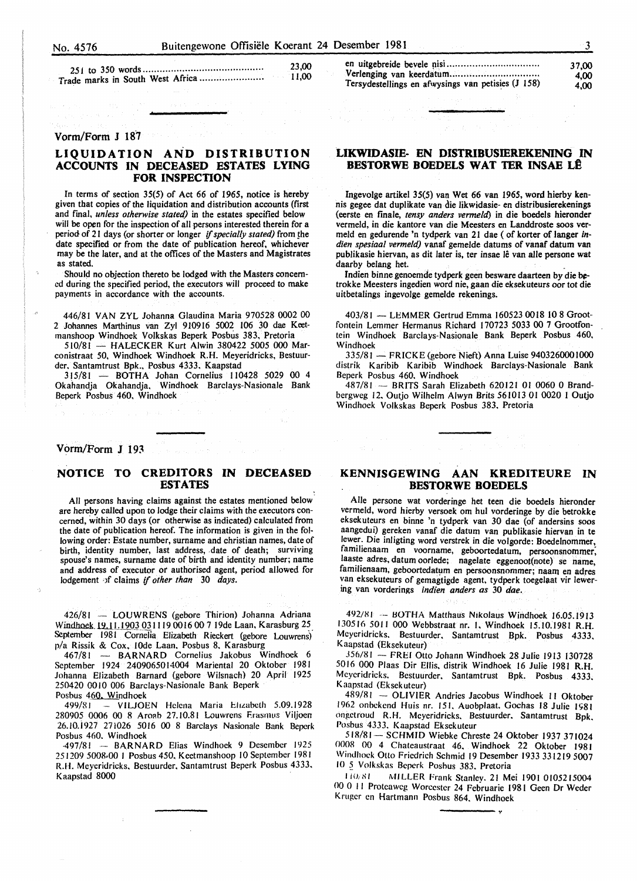| | |
|---|---|
| 251 to 350 words | 23,00 |
| Trade marks in South West Africa | 11,00 |

| | |
|---|---|
| en uitgebreide bevele nisi | 37,00 |
| Verlenging van keerdatum | 4,00 |
| Tersydestellings en afwysings van petisies (J 158) | 4,00 |

Vorm/Form J 187

## LIQUIDATION AND DISTRIBUTION ACCOUNTS IN DECEASED ESTATES LYING FOR INSPECTION

In terms of section 35(5) of Act 66 of 1965, notice is hereby given that copies of the liquidation and distribution accounts (first and final, *unless otherwise stated)* in the estates specified below will be open for the inspection of all persons interested therein for a period of 21 days (or shorter or longer *if specially stated)* from the date specified or from the date of publication hereof, whichever may be the later, and at the offices of the Masters and Magistrates as stated.

Should no objection thereto be lodged with the Masters concerned during the specified period, the executors will proceed to make payments in accordance with the accounts.

446/81 VAN ZYL Johanna Glaudina Maria 970528 0002 00 2 Johannes Marthinus van Zyl 910916 5002 106 30 dae Keetmanshoop Windhoek Volkskas Beperk Posbus 383, Pretoria

510/81 — HALECKER Kurt Alwin 380422 5005 000 Marconistraat 50, Windhoek Windhoek R.H. Meyeridricks, Bestuurder, Santamtrust Bpk., Posbus 4333, Kaapstad

315/81 — BOTHA Johan Cornelius 110428 5029 00 4 Okahandja Okahandja, Windhoek Barclays-Nasionale Bank Beperk Posbus 460, Windhoek

## LIKWIDASIE- EN DISTRIBUSIEREKENING IN BESTORWE BOEDELS WAT TER INSAE LÊ

Ingevolge artikel 35(5) van Wet 66 van 1965, word hierby kennis gegee dat duplikate van die likwidasie- en distribusierekenings (eerste en finale, *tensy anders vermeld)* in die boedels hieronder vermeld, in die kantore van die Meesters en Landdroste soos vermeld en gedurende 'n tydperk van 21 dae ( of korter of langer *indien spesiaal vermeld)* vanaf gemelde datums of vanaf datum van publikasie hiervan, as dit later is, ter insae lê van alle persone wat daarby belang het.

Indien binne genoemde tydperk geen besware daarteen by die betrokke Meesters ingedien word nie, gaan die eksekuteurs oor tot die uitbetalings ingevolge gemelde rekenings.

403/81 — LEMMER Gertrud Emma 160523 0018 10 8 Grootfontein Lemmer Hermanus Richard 170723 5033 00 7 Grootfontein Windhoek Barclays-Nasionale Bank Beperk Posbus 460, Windhoek

335/81 — FRICKE (gebore Nieft) Anna Luise 9403260001000 distrik Karibib Karibib Windhoek Barclays-Nasionale Bank Beperk Posbus 460, Windhoek

487/81 — BRITS Sarah Elizabeth 620121 01 0060 0 Brandbergweg 12, Outjo Wilhelm Alwyn Brits 561013 01 0020 1 Outjo Windhoek Volkskas Beperk Posbus 383, Pretoria

Vorm/Form J 193

## NOTICE TO CREDITORS IN DECEASED ESTATES

All persons having claims against the estates mentioned below are hereby called upon to lodge their claims with the executors concerned, within 30 days (or otherwise as indicated) calculated from the date of publication hereof. The information is given in the following order: Estate number, surname and christian names, date of birth, identity number, last address, date of death; surviving spouse's names, surname date of birth and identity number; name and address of executor or authorised agent, period allowed for lodgement of claims *if other than* 30 *days.*

426/81 — LOUWRENS (gebore Thirion) Johanna Adriana Windhoek 19.11.1903 031119 0016 00 7 19de Laan, Karasburg 25 September 1981 Cornelia Elizabeth Rieckert (gebore Louwrens) p/a Rissik & Cox, 10de Laan, Posbus 8, Karasburg

467/81 — BARNARD Cornelius Jakobus Windhoek 6 September 1924 2409065014004 Mariental 20 Oktober 1981 Johanna Elizabeth Barnard (gebore Wilsnach) 20 April 1925 250420 0010 006 Barclays-Nasionale Bank Beperk Posbus 460, Windhoek

499/81 — VILJOEN Helena Maria Elizabeth 5.09.1928 280905 0006 00 8 Aroab 27.10.81 Louwrens Erasmus Viljoen 26.10.1927 271026 5016 00 8 Barclays Nasionale Bank Beperk Posbus 460, Windhoek

497/81 — BARNARD Elias Windhoek 9 Desember 1925 251209 5008 00 1 Posbus 450, Keetmanshoop 10 September 1981 R.H. Meyeridricks, Bestuurder, Santamtrust Beperk Posbus 4333, Kaapstad 8000

## KENNISGEWING AAN KREDITEURE IN BESTORWE BOEDELS

Alle persone wat vorderinge het teen die boedels hieronder vermeld, word hierby versoek om hul vorderinge by die betrokke eksekuteurs en binne 'n tydperk van 30 dae (of andersins soos aangedui) gereken vanaf die datum van publikasie hiervan in te lewer. Die inligting word verstrek in die volgorde: Boedelnommer, familienaam en voorname, geboortedatum, persoonsnommer, laaste adres, datum oorlede; nagelate eggenoot(note) se name, familienaam, geboortedatum en persoonsnommer; naam en adres van eksekuteurs of gemagtigde agent, tydperk toegelaat vir lewering van vorderings *indien anders as* 30 *dae.*

492/81 — BOTHA Matthaus Nikolaus Windhoek 16.05.1913 130516 5011 000 Webbstraat nr. 1, Windhoek 15.10.1981 R.H. Meyeridricks, Bestuurder, Santamtrust Bpk. Posbus 4333, Kaapstad (Eksekuteur)

356/81 — FREI Otto Johann Windhoek 28 Julie 1913 130728 5016 000 Plaas Dir Ellis, distrik Windhoek 16 Julie 1981 R.H. Meyeridricks, Bestuurder, Santamtrust Bpk. Posbus 4333, Kaapstad (Eksekuteur)

489/81 — OLIVIER Andries Jacobus Windhoek 11 Oktober 1962 onbekend Huis nr. 151, Auobplaat, Gochas 18 Julie 1981 ongetroud R.H. Meyeridricks, Bestuurder, Santamtrust Bpk. Posbus 4333, Kaapstad Eksekuteur

518/81 — SCHMID Wiebke Chreste 24 Oktober 1937 371024 0008 00 4 Chateaustraat 46, Windhoek 22 Oktober 1981 Windhoek Otto Friedrich Schmid 19 Desember 1933 331219 5007 10 5 Volkskas Beperk Posbus 383, Pretoria

110/81 — MILLER Frank Stanley, 21 Mei 1901 0105215004 00 0 11 Proteaweg Worcester 24 Februarie 1981 Geen Dr Weder Kruger en Hartmann Posbus 864, Windhoek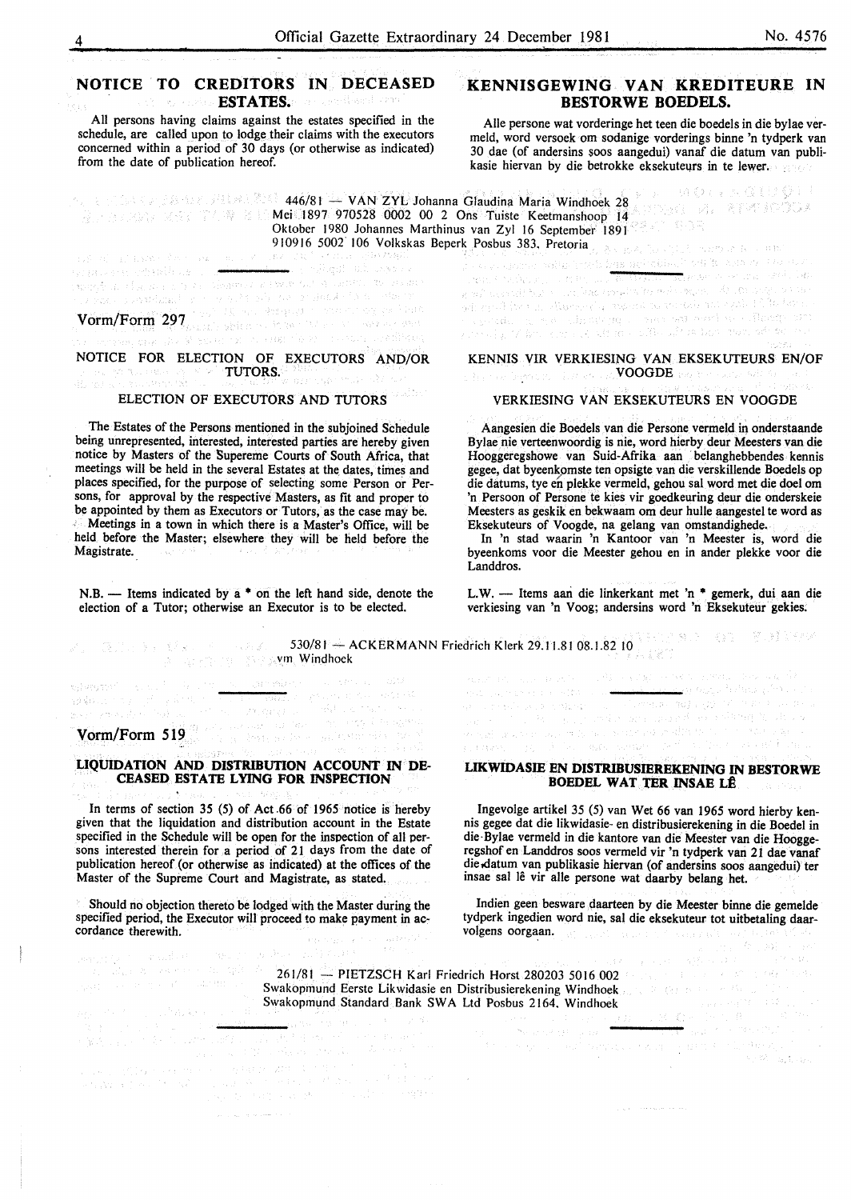## NOTICE TO CREDITORS IN DECEASED ESTATES.

All persons having claims against the estates specified in the schedule, are called upon to lodge their claims with the executors concerned within a period of 30 days (or otherwise as indicated) from the date of publication hereof.

## KENNISGEWING VAN KREDITEURE IN BESTORWE BOEDELS.

Alle persone wat vorderinge het teen die boedels in die bylae vermeld, word versoek om sodanige vorderings binne 'n tydperk van 30 dae (of andersins soos aangedui) vanaf die datum van publikasie hiervan by die betrokke eksekuteurs in te lewer.

446/81 — VAN ZYL Johanna Glaudina Maria Windhoek 28 Mei 1897 970528 0002 00 2 Ons Tuiste Keetmanshoop 14 Oktober 1980 Johannes Marthinus van Zyl 16 September 1891 910916 5002 106 Volkskas Beperk Posbus 383, Pretoria

---

Vorm/Form 297

### NOTICE FOR ELECTION OF EXECUTORS AND/OR TUTORS.

#### ELECTION OF EXECUTORS AND TUTORS

The Estates of the Persons mentioned in the subjoined Schedule being unrepresented, interested, interested parties are hereby given notice by Masters of the Supereme Courts of South Africa, that meetings will be held in the several Estates at the dates, times and places specified, for the purpose of selecting some Person or Persons, for approval by the respective Masters, as fit and proper to be appointed by them as Executors or Tutors, as the case may be.

Meetings in a town in which there is a Master's Office, will be held before the Master; elsewhere they will be held before the Magistrate.

N.B. — Items indicated by a * on the left hand side, denote the election of a Tutor; otherwise an Executor is to be elected.

### KENNIS VIR VERKIESING VAN EKSEKUTEURS EN/OF VOOGDE

#### VERKIESING VAN EKSEKUTEURS EN VOOGDE

Aangesien die Boedels van die Persone vermeld in onderstaande Bylae nie verteenwoordig is nie, word hierby deur Meesters van die Hooggeregshowe van Suid-Afrika aan belanghebbendes kennis gegee, dat byeenkomste ten opsigte van die verskillende Boedels op die datums, tye en plekke vermeld, gehou sal word met die doel om 'n Persoon of Persone te kies vir goedkeuring deur die onderskeie Meesters as geskik en bekwaam om deur hulle aangestel te word as Eksekuteurs of Voogde, na gelang van omstandighede.

In 'n stad waarin 'n Kantoor van 'n Meester is, word die byeenkoms voor die Meester gehou en in ander plekke voor die Landdros.

L.W. — Items aan die linkerkant met 'n * gemerk, dui aan die verkiesing van 'n Voog; andersins word 'n Eksekuteur gekies.

530/81 — ACKERMANN Friedrich Klerk 29.11.81 08.1.82 10 vm Windhoek

---

Vorm/Form 519

### LIQUIDATION AND DISTRIBUTION ACCOUNT IN DECEASED ESTATE LYING FOR INSPECTION

In terms of section 35 (5) of Act 66 of 1965 notice is hereby given that the liquidation and distribution account in the Estate specified in the Schedule will be open for the inspection of all persons interested therein for a period of 21 days from the date of publication hereof (or otherwise as indicated) at the offices of the Master of the Supreme Court and Magistrate, as stated.

Should no objection thereto be lodged with the Master during the specified period, the Executor will proceed to make payment in accordance therewith.

### LIKWIDASIE EN DISTRIBUSIEREKENING IN BESTORWE BOEDEL WAT TER INSAE LÊ

Ingevolge artikel 35 (5) van Wet 66 van 1965 word hierby kennis gegee dat die likwidasie- en distribusierekening in die Boedel in die Bylae vermeld in die kantore van die Meester van die Hooggeregshof en Landdros soos vermeld vir 'n tydperk van 21 dae vanaf die datum van publikasie hiervan (of andersins soos aangedui) ter insae sal lê vir alle persone wat daarby belang het.

Indien geen besware daarteen by die Meester binne die gemelde tydperk ingedien word nie, sal die eksekuteur tot uitbetaling daarvolgens oorgaan.

261/81 — PIETZSCH Karl Friedrich Horst 280203 5016 002 Swakopmund Eerste Likwidasie en Distribusierekening Windhoek Swakopmund Standard Bank SWA Ltd Posbus 2164, Windhoek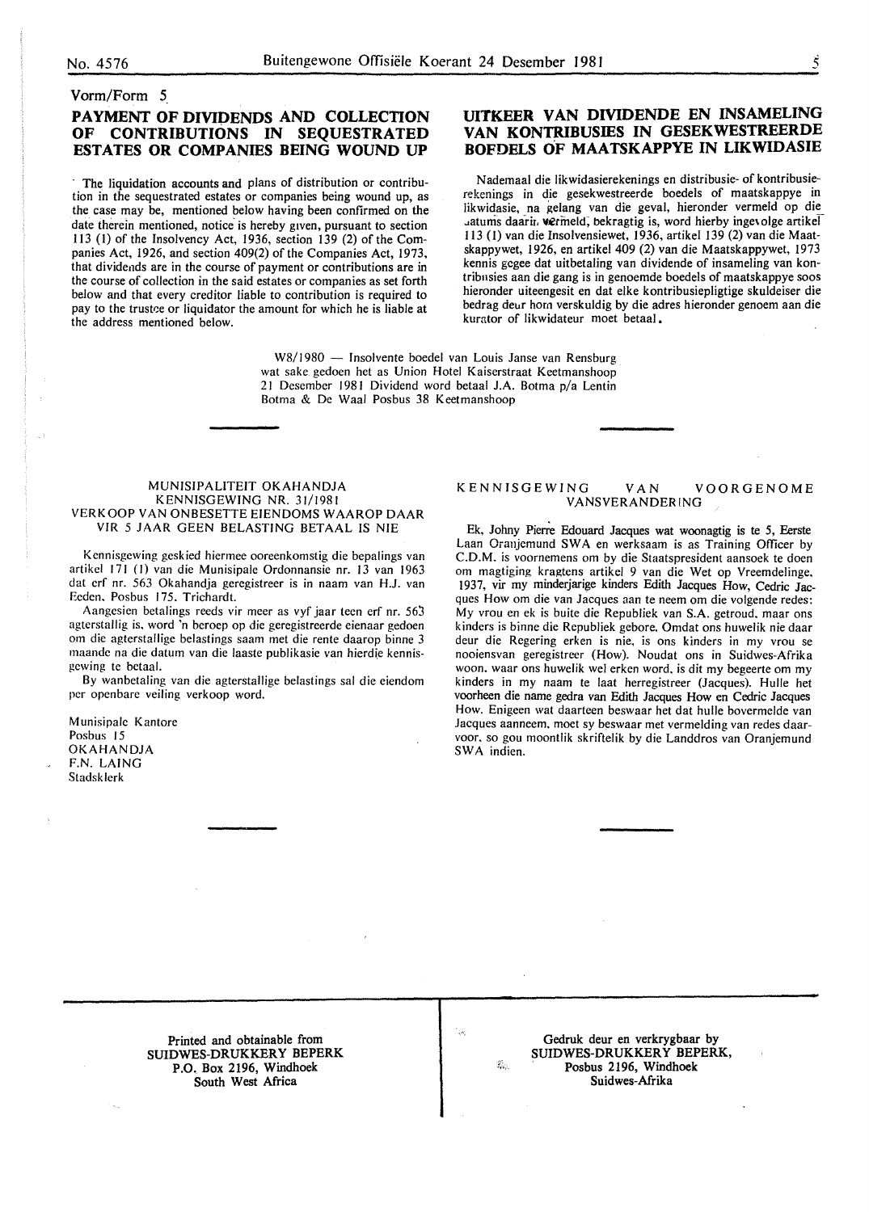Vorm/Form 5

## PAYMENT OF DIVIDENDS AND COLLECTION OF CONTRIBUTIONS IN SEQUESTRATED ESTATES OR COMPANIES BEING WOUND UP

The liquidation accounts and plans of distribution or contribution in the sequestrated estates or companies being wound up, as the case may be, mentioned below having been confirmed on the date therein mentioned, notice is hereby given, pursuant to section 113 (1) of the Insolvency Act, 1936, section 139 (2) of the Companies Act, 1926, and section 409(2) of the Companies Act, 1973, that dividends are in the course of payment or contributions are in the course of collection in the said estates or companies as set forth below and that every creditor liable to contribution is required to pay to the trustee or liquidator the amount for which he is liable at the address mentioned below.

## UITKEER VAN DIVIDENDE EN INSAMELING VAN KONTRIBUSIES IN GESEKWESTREERDE BOEDELS OF MAATSKAPPYE IN LIKWIDASIE

Nademaal die likwidasierekenings en distribusie- of kontribusierekenings in die gesekwestreerde boedels of maatskappye in likwidasie, na gelang van die geval, hieronder vermeld op die datums daarin vermeld, bekragtig is, word hierby ingevolge artikel 113 (1) van die Insolvensiewet, 1936, artikel 139 (2) van die Maatskappywet, 1926, en artikel 409 (2) van die Maatskappywet, 1973 kennis gegee dat uitbetaling van dividende of insameling van kontribusies aan die gang is in genoemde boedels of maatskappye soos hieronder uiteengesit en dat elke kontribusiepligtige skuldeiser die bedrag deur hom verskuldig by die adres hieronder genoem aan die kurator of likwidateur moet betaal.

W8/1980 — Insolvente boedel van Louis Janse van Rensburg wat sake gedoen het as Union Hotel Kaiserstraat Keetmanshoop 21 Desember 1981 Dividend word betaal J.A. Botma p/a Lentin Botma & De Waal Posbus 38 Keetmanshoop

---

MUNISIPALITEIT OKAHANDJA
KENNISGEWING NR. 31/1981
VERKOOP VAN ONBESETTE EIENDOMS WAAROP DAAR VIR 5 JAAR GEEN BELASTING BETAAL IS NIE

Kennisgewing geskied hiermee ooreenkomstig die bepalings van artikel 171 (1) van die Munisipale Ordonnansie nr. 13 van 1963 dat erf nr. 563 Okahandja geregistreer is in naam van H.J. van Eeden, Posbus 175, Trichardt.

Aangesien betalings reeds vir meer as vyf jaar teen erf nr. 563 agterstallig is, word 'n beroep op die geregistreerde eienaar gedoen om die agterstallige belastings saam met die rente daarop binne 3 maande na die datum van die laaste publikasie van hierdie kennisgewing te betaal.

By wanbetaling van die agterstallige belastings sal die eiendom per openbare veiling verkoop word.

Munisipale Kantore
Posbus 15
OKAHANDJA
F.N. LAING
Stadsklerk

---

KENNISGEWING VAN VOORGENOME VANSVERANDERING

Ek, Johny Pierre Edouard Jacques wat woonagtig is te 5, Eerste Laan Oranjemund SWA en werksaam is as Training Officer by C.D.M. is voornemens om by die Staatspresident aansoek te doen om magtiging kragtens artikel 9 van die Wet op Vreemdelinge, 1937, vir my minderjarige kinders Edith Jacques How, Cedric Jacques How om die van Jacques aan te neem om die volgende redes: My vrou en ek is buite die Republiek van S.A. getroud, maar ons kinders is binne die Republiek gebore. Omdat ons huwelik nie daar deur die Regering erken is nie, is ons kinders in my vrou se nooiensvan geregistreer (How). Noudat ons in Suidwes-Afrika woon, waar ons huwelik wel erken word, is dit my begeerte om my kinders in my naam te laat herregistreer (Jacques). Hulle het voorheen die name gedra van Edith Jacques How en Cedric Jacques How. Enigeen wat daarteen beswaar het dat hulle bovermelde van Jacques aanneem, moet sy beswaar met vermelding van redes daarvoor, so gou moontlik skriftelik by die Landdros van Oranjemund SWA indien.

---

Printed and obtainable from
SUIDWES-DRUKKERY BEPERK
P.O. Box 2196, Windhoek
South West Africa

Gedruk deur en verkrygbaar by
SUIDWES-DRUKKERY BEPERK,
Posbus 2196, Windhoek
Suidwes-Afrika